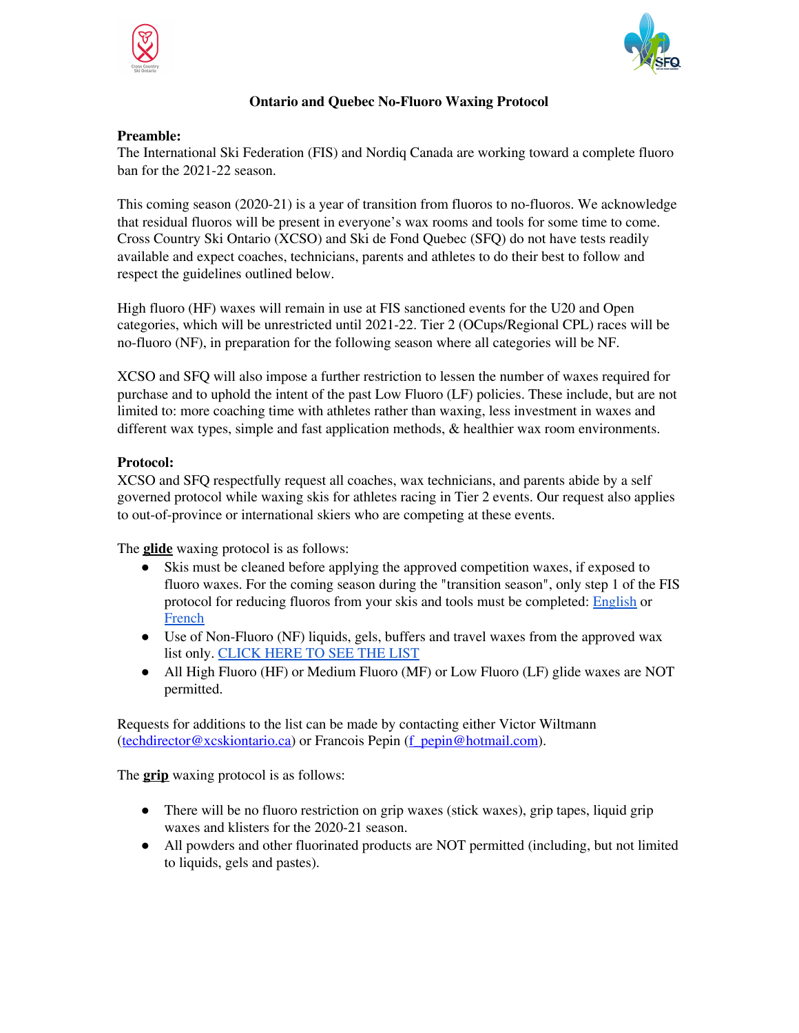# Ontario and Quebec No-Fluoro Waxing Protocol

## Preamble:

The International Ski Federation (FIS) and Nordiq Canada are working toward a complete fluoro ban for the 2021-22 season.

This coming season (2020-21) is a year of transition from fluoros to no-fluoros. We acknowledge that residual fluoros will be present in everyone's wax rooms and tools for some time to come. Cross Country Ski Ontario (XCSO) and Ski de Fond Quebec (SFQ) do not have tests readily available and expect coaches, technicians, parents and athletes to do their best to follow and respect the guidelines outlined below.

High fluoro (HF) waxes will remain in use at FIS sanctioned events for the U20 and Open categories, which will be unrestricted until 2021-22. Tier 2 (OCups/Regional CPL) races will be no-fluoro (NF), in preparation for the following season where all categories will be NF.

XCSO and SFQ will also impose a further restriction to lessen the number of waxes required for purchase and to uphold the intent of the past Low Fluoro (LF) policies. These include, but are not limited to: more coaching time with athletes rather than waxing, less investment in waxes and different wax types, simple and fast application methods, & healthier wax room environments.

## Protocol:

XCSO and SFQ respectfully request all coaches, wax technicians, and parents abide by a self governed protocol while waxing skis for athletes racing in Tier 2 events. Our request also applies to out-of-province or international skiers who are competing at these events.

The **glide** waxing protocol is as follows:

- Skis must be cleaned before applying the approved competition waxes, if exposed to fluoro waxes. For the coming season during the "transition season", only step 1 of the FIS protocol for reducing fluoros from your skis and tools must be completed: English or French
- Use of Non-Fluoro (NF) liquids, gels, buffers and travel waxes from the approved wax list only. CLICK HERE TO SEE THE LIST
- All High Fluoro (HF) or Medium Fluoro (MF) or Low Fluoro (LF) glide waxes are NOT permitted.

Requests for additions to the list can be made by contacting either Victor Wiltmann (techdirector@xcskiontario.ca) or Francois Pepin (f_pepin@hotmail.com).

The **grip** waxing protocol is as follows:

- There will be no fluoro restriction on grip waxes (stick waxes), grip tapes, liquid grip waxes and klisters for the 2020-21 season.
- All powders and other fluorinated products are NOT permitted (including, but not limited to liquids, gels and pastes).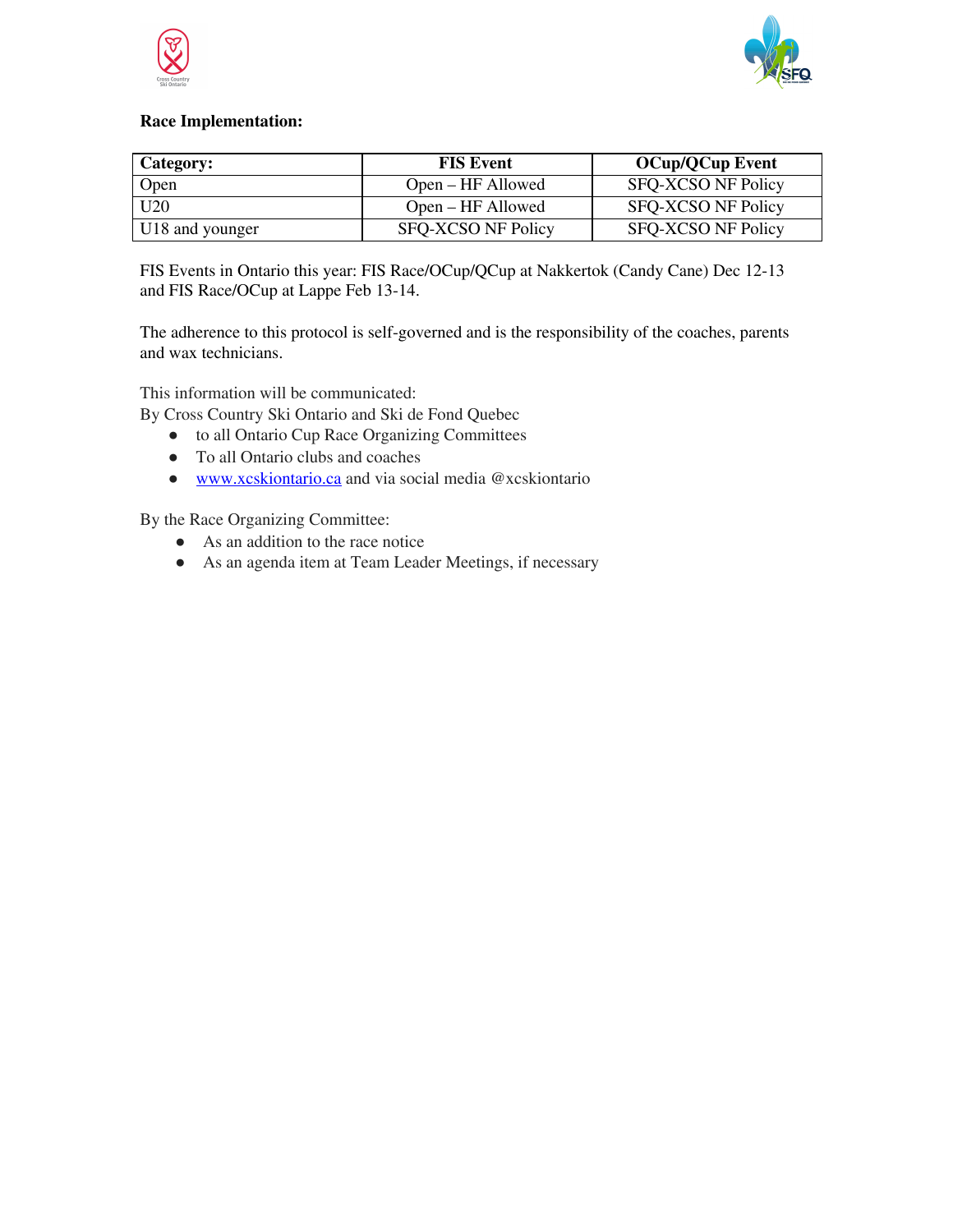**Race Implementation:**

| Category: | FIS Event | OCup/QCup Event |
| --- | --- | --- |
| Open | Open – HF Allowed | SFQ-XCSO NF Policy |
| U20 | Open – HF Allowed | SFQ-XCSO NF Policy |
| U18 and younger | SFQ-XCSO NF Policy | SFQ-XCSO NF Policy |

FIS Events in Ontario this year: FIS Race/OCup/QCup at Nakkertok (Candy Cane) Dec 12-13 and FIS Race/OCup at Lappe Feb 13-14.

The adherence to this protocol is self-governed and is the responsibility of the coaches, parents and wax technicians.

This information will be communicated:
By Cross Country Ski Ontario and Ski de Fond Quebec

- to all Ontario Cup Race Organizing Committees
- To all Ontario clubs and coaches
- www.xcskiontario.ca and via social media @xcskiontario

By the Race Organizing Committee:

- As an addition to the race notice
- As an agenda item at Team Leader Meetings, if necessary